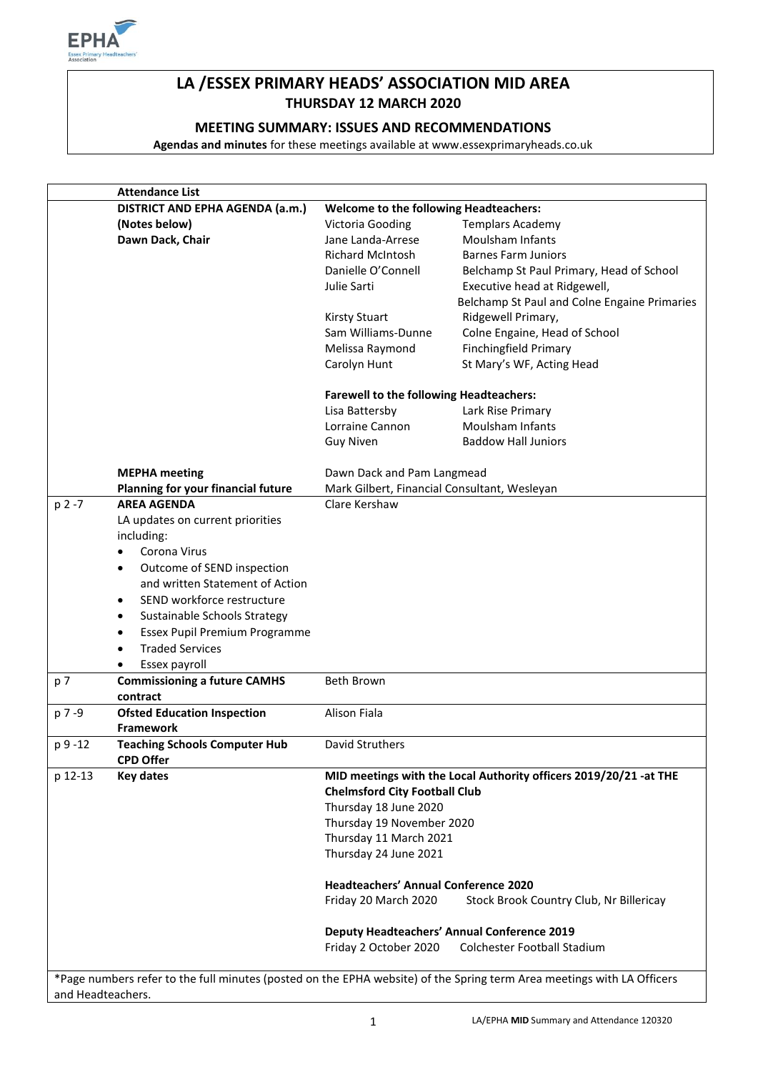# LA /ESSEX PRIMARY HEADS' ASSOCIATION MID AREA

## THURSDAY 12 MARCH 2020

### MEETING SUMMARY: ISSUES AND RECOMMENDATIONS

**Agendas and minutes** for these meetings available at www.essexprimaryheads.co.uk

| | Attendance List | | |
|---|---|---|---|
| | **DISTRICT AND EPHA AGENDA (a.m.)** | **Welcome to the following Headteachers:** | |
| | **(Notes below)** | Victoria Gooding | Templars Academy |
| | **Dawn Dack, Chair** | Jane Landa-Arrese | Moulsham Infants |
| | | Richard McIntosh | Barnes Farm Juniors |
| | | Danielle O'Connell | Belchamp St Paul Primary, Head of School |
| | | Julie Sarti | Executive head at Ridgewell, Belchamp St Paul and Colne Engaine Primaries |
| | | Kirsty Stuart | Ridgewell Primary, |
| | | Sam Williams-Dunne | Colne Engaine, Head of School |
| | | Melissa Raymond | Finchingfield Primary |
| | | Carolyn Hunt | St Mary's WF, Acting Head |
| | | **Farewell to the following Headteachers:** | |
| | | Lisa Battersby | Lark Rise Primary |
| | | Lorraine Cannon | Moulsham Infants |
| | | Guy Niven | Baddow Hall Juniors |
| | **MEPHA meeting** | Dawn Dack and Pam Langmead | |
| | **Planning for your financial future** | Mark Gilbert, Financial Consultant, Wesleyan | |
| p 2 -7 | **AREA AGENDA**<br>LA updates on current priorities including:<br>• Corona Virus<br>• Outcome of SEND inspection and written Statement of Action<br>• SEND workforce restructure<br>• Sustainable Schools Strategy<br>• Essex Pupil Premium Programme<br>• Traded Services<br>• Essex payroll | Clare Kershaw | |
| p 7 | **Commissioning a future CAMHS contract** | Beth Brown | |
| p 7 -9 | **Ofsted Education Inspection Framework** | Alison Fiala | |
| p 9 -12 | **Teaching Schools Computer Hub CPD Offer** | David Struthers | |
| p 12-13 | **Key dates** | **MID meetings with the Local Authority officers 2019/20/21 -at THE Chelmsford City Football Club** | |
| | | Thursday 18 June 2020 | |
| | | Thursday 19 November 2020 | |
| | | Thursday 11 March 2021 | |
| | | Thursday 24 June 2021 | |
| | | **Headteachers' Annual Conference 2020** | |
| | | Friday 20 March 2020 | Stock Brook Country Club, Nr Billericay |
| | | **Deputy Headteachers' Annual Conference 2019** | |
| | | Friday 2 October 2020 | Colchester Football Stadium |

*Page numbers refer to the full minutes (posted on the EPHA website) of the Spring term Area meetings with LA Officers and Headteachers.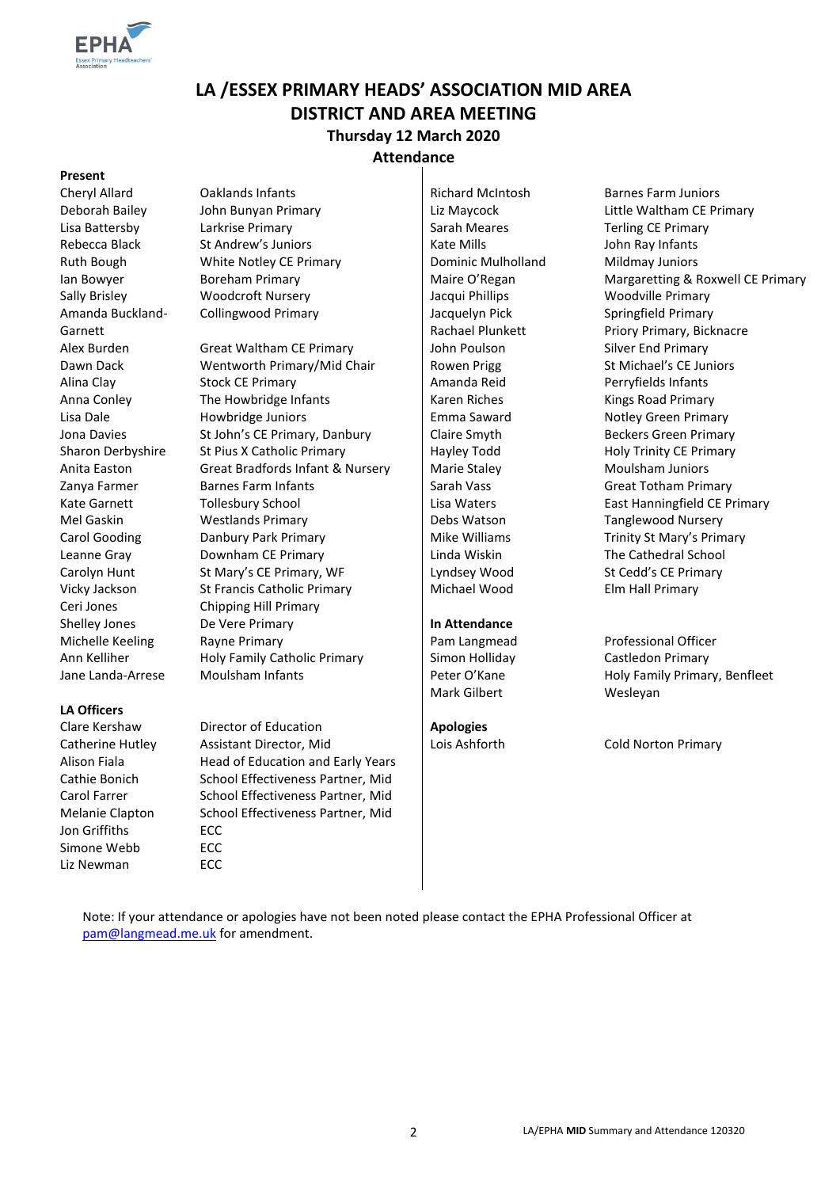# LA /ESSEX PRIMARY HEADS' ASSOCIATION MID AREA
# DISTRICT AND AREA MEETING
## Thursday 12 March 2020
## Attendance

**Present**

| | |
|---|---|
| Cheryl Allard | Oaklands Infants |
| Deborah Bailey | John Bunyan Primary |
| Lisa Battersby | Larkrise Primary |
| Rebecca Black | St Andrew's Juniors |
| Ruth Bough | White Notley CE Primary |
| Ian Bowyer | Boreham Primary |
| Sally Brisley | Woodcroft Nursery |
| Amanda Buckland-Garnett | Collingwood Primary |
| Alex Burden | Great Waltham CE Primary |
| Dawn Dack | Wentworth Primary/Mid Chair |
| Alina Clay | Stock CE Primary |
| Anna Conley | The Howbridge Infants |
| Lisa Dale | Howbridge Juniors |
| Jona Davies | St John's CE Primary, Danbury |
| Sharon Derbyshire | St Pius X Catholic Primary |
| Anita Easton | Great Bradfords Infant & Nursery |
| Zanya Farmer | Barnes Farm Infants |
| Kate Garnett | Tollesbury School |
| Mel Gaskin | Westlands Primary |
| Carol Gooding | Danbury Park Primary |
| Leanne Gray | Downham CE Primary |
| Carolyn Hunt | St Mary's CE Primary, WF |
| Vicky Jackson | St Francis Catholic Primary |
| Ceri Jones | Chipping Hill Primary |
| Shelley Jones | De Vere Primary |
| Michelle Keeling | Rayne Primary |
| Ann Kelliher | Holy Family Catholic Primary |
| Jane Landa-Arrese | Moulsham Infants |
| Richard McIntosh | Barnes Farm Juniors |
| Liz Maycock | Little Waltham CE Primary |
| Sarah Meares | Terling CE Primary |
| Kate Mills | John Ray Infants |
| Dominic Mulholland | Mildmay Juniors |
| Maire O'Regan | Margaretting & Roxwell CE Primary |
| Jacqui Phillips | Woodville Primary |
| Jacquelyn Pick | Springfield Primary |
| Rachael Plunkett | Priory Primary, Bicknacre |
| John Poulson | Silver End Primary |
| Rowen Prigg | St Michael's CE Juniors |
| Amanda Reid | Perryfields Infants |
| Karen Riches | Kings Road Primary |
| Emma Saward | Notley Green Primary |
| Claire Smyth | Beckers Green Primary |
| Hayley Todd | Holy Trinity CE Primary |
| Marie Staley | Moulsham Juniors |
| Sarah Vass | Great Totham Primary |
| Lisa Waters | East Hanningfield CE Primary |
| Debs Watson | Tanglewood Nursery |
| Mike Williams | Trinity St Mary's Primary |
| Linda Wiskin | The Cathedral School |
| Lyndsey Wood | St Cedd's CE Primary |
| Michael Wood | Elm Hall Primary |

**LA Officers**

| | |
|---|---|
| Clare Kershaw | Director of Education |
| Catherine Hutley | Assistant Director, Mid |
| Alison Fiala | Head of Education and Early Years |
| Cathie Bonich | School Effectiveness Partner, Mid |
| Carol Farrer | School Effectiveness Partner, Mid |
| Melanie Clapton | School Effectiveness Partner, Mid |
| Jon Griffiths | ECC |
| Simone Webb | ECC |
| Liz Newman | ECC |

**In Attendance**

| | |
|---|---|
| Pam Langmead | Professional Officer |
| Simon Holliday | Castledon Primary |
| Peter O'Kane | Holy Family Primary, Benfleet |
| Mark Gilbert | Wesleyan |

**Apologies**

| | |
|---|---|
| Lois Ashforth | Cold Norton Primary |

Note: If your attendance or apologies have not been noted please contact the EPHA Professional Officer at pam@langmead.me.uk for amendment.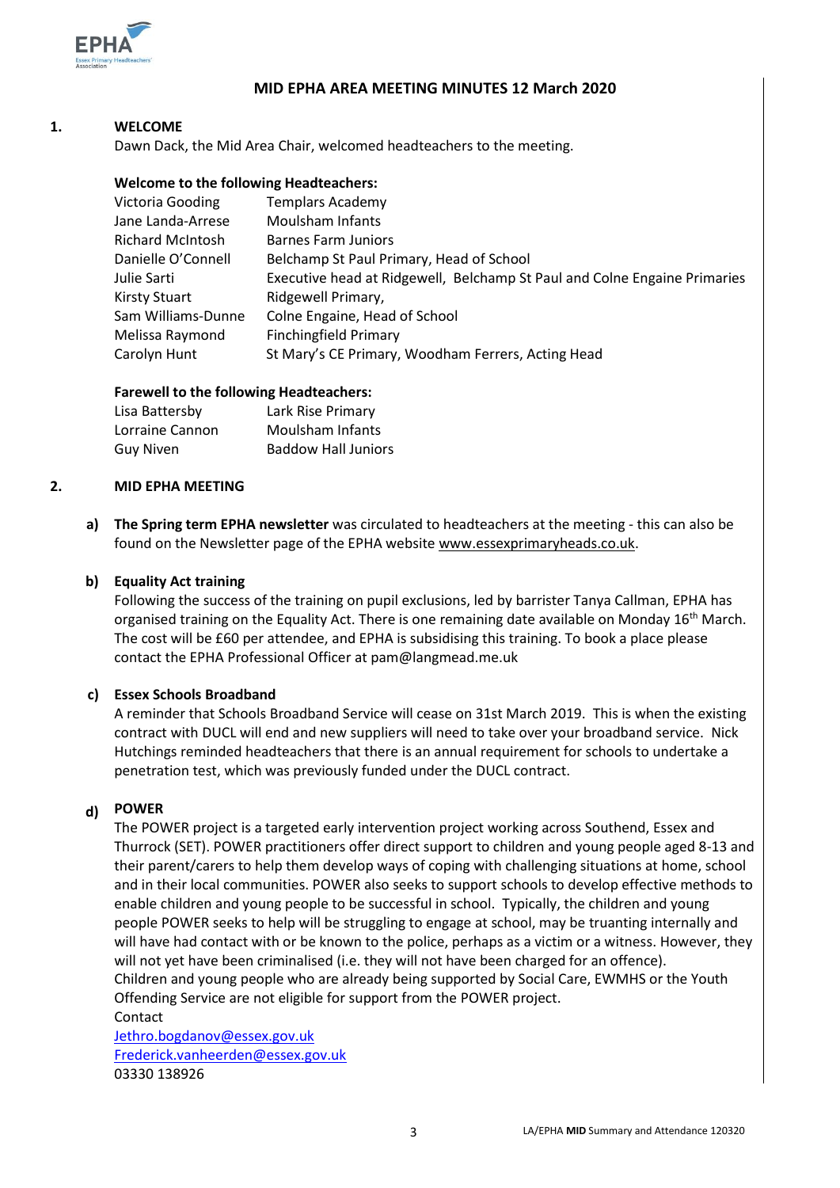## MID EPHA AREA MEETING MINUTES 12 March 2020

### 1. WELCOME

Dawn Dack, the Mid Area Chair, welcomed headteachers to the meeting.

**Welcome to the following Headteachers:**

| | |
|---|---|
| Victoria Gooding | Templars Academy |
| Jane Landa-Arrese | Moulsham Infants |
| Richard McIntosh | Barnes Farm Juniors |
| Danielle O'Connell | Belchamp St Paul Primary, Head of School |
| Julie Sarti | Executive head at Ridgewell, Belchamp St Paul and Colne Engaine Primaries |
| Kirsty Stuart | Ridgewell Primary, |
| Sam Williams-Dunne | Colne Engaine, Head of School |
| Melissa Raymond | Finchingfield Primary |
| Carolyn Hunt | St Mary's CE Primary, Woodham Ferrers, Acting Head |

**Farewell to the following Headteachers:**

| | |
|---|---|
| Lisa Battersby | Lark Rise Primary |
| Lorraine Cannon | Moulsham Infants |
| Guy Niven | Baddow Hall Juniors |

### 2. MID EPHA MEETING

**a) The Spring term EPHA newsletter** was circulated to headteachers at the meeting - this can also be found on the Newsletter page of the EPHA website www.essexprimaryheads.co.uk.

**b) Equality Act training**

Following the success of the training on pupil exclusions, led by barrister Tanya Callman, EPHA has organised training on the Equality Act. There is one remaining date available on Monday 16th March. The cost will be £60 per attendee, and EPHA is subsidising this training. To book a place please contact the EPHA Professional Officer at pam@langmead.me.uk

**c) Essex Schools Broadband**

A reminder that Schools Broadband Service will cease on 31st March 2019. This is when the existing contract with DUCL will end and new suppliers will need to take over your broadband service. Nick Hutchings reminded headteachers that there is an annual requirement for schools to undertake a penetration test, which was previously funded under the DUCL contract.

**d) POWER**

The POWER project is a targeted early intervention project working across Southend, Essex and Thurrock (SET). POWER practitioners offer direct support to children and young people aged 8-13 and their parent/carers to help them develop ways of coping with challenging situations at home, school and in their local communities. POWER also seeks to support schools to develop effective methods to enable children and young people to be successful in school. Typically, the children and young people POWER seeks to help will be struggling to engage at school, may be truanting internally and will have had contact with or be known to the police, perhaps as a victim or a witness. However, they will not yet have been criminalised (i.e. they will not have been charged for an offence).
Children and young people who are already being supported by Social Care, EWMHS or the Youth Offending Service are not eligible for support from the POWER project.
Contact
Jethro.bogdanov@essex.gov.uk
Frederick.vanheerden@essex.gov.uk
03330 138926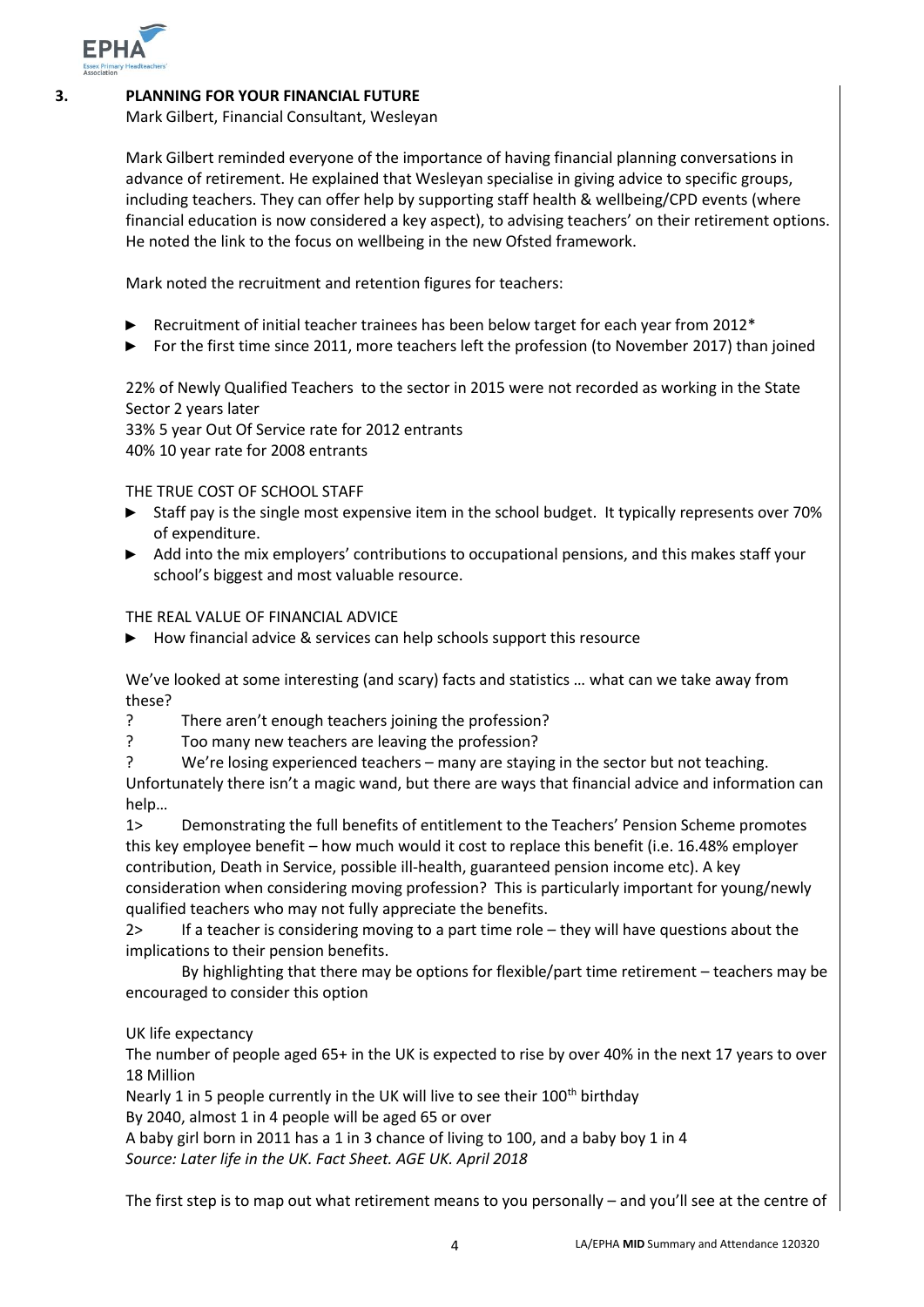## 3. PLANNING FOR YOUR FINANCIAL FUTURE

Mark Gilbert, Financial Consultant, Wesleyan

Mark Gilbert reminded everyone of the importance of having financial planning conversations in advance of retirement. He explained that Wesleyan specialise in giving advice to specific groups, including teachers. They can offer help by supporting staff health & wellbeing/CPD events (where financial education is now considered a key aspect), to advising teachers' on their retirement options. He noted the link to the focus on wellbeing in the new Ofsted framework.

Mark noted the recruitment and retention figures for teachers:

- Recruitment of initial teacher trainees has been below target for each year from 2012*
- For the first time since 2011, more teachers left the profession (to November 2017) than joined

22% of Newly Qualified Teachers to the sector in 2015 were not recorded as working in the State Sector 2 years later
33% 5 year Out Of Service rate for 2012 entrants
40% 10 year rate for 2008 entrants

THE TRUE COST OF SCHOOL STAFF

- Staff pay is the single most expensive item in the school budget. It typically represents over 70% of expenditure.
- Add into the mix employers' contributions to occupational pensions, and this makes staff your school's biggest and most valuable resource.

THE REAL VALUE OF FINANCIAL ADVICE

- How financial advice & services can help schools support this resource

We've looked at some interesting (and scary) facts and statistics … what can we take away from these?

? There aren't enough teachers joining the profession?
? Too many new teachers are leaving the profession?
? We're losing experienced teachers – many are staying in the sector but not teaching.

Unfortunately there isn't a magic wand, but there are ways that financial advice and information can help…

1> Demonstrating the full benefits of entitlement to the Teachers' Pension Scheme promotes this key employee benefit – how much would it cost to replace this benefit (i.e. 16.48% employer contribution, Death in Service, possible ill-health, guaranteed pension income etc). A key consideration when considering moving profession? This is particularly important for young/newly qualified teachers who may not fully appreciate the benefits.

2> If a teacher is considering moving to a part time role – they will have questions about the implications to their pension benefits.
By highlighting that there may be options for flexible/part time retirement – teachers may be encouraged to consider this option

UK life expectancy
The number of people aged 65+ in the UK is expected to rise by over 40% in the next 17 years to over 18 Million
Nearly 1 in 5 people currently in the UK will live to see their 100th birthday
By 2040, almost 1 in 4 people will be aged 65 or over
A baby girl born in 2011 has a 1 in 3 chance of living to 100, and a baby boy 1 in 4
*Source: Later life in the UK. Fact Sheet. AGE UK. April 2018*

The first step is to map out what retirement means to you personally – and you'll see at the centre of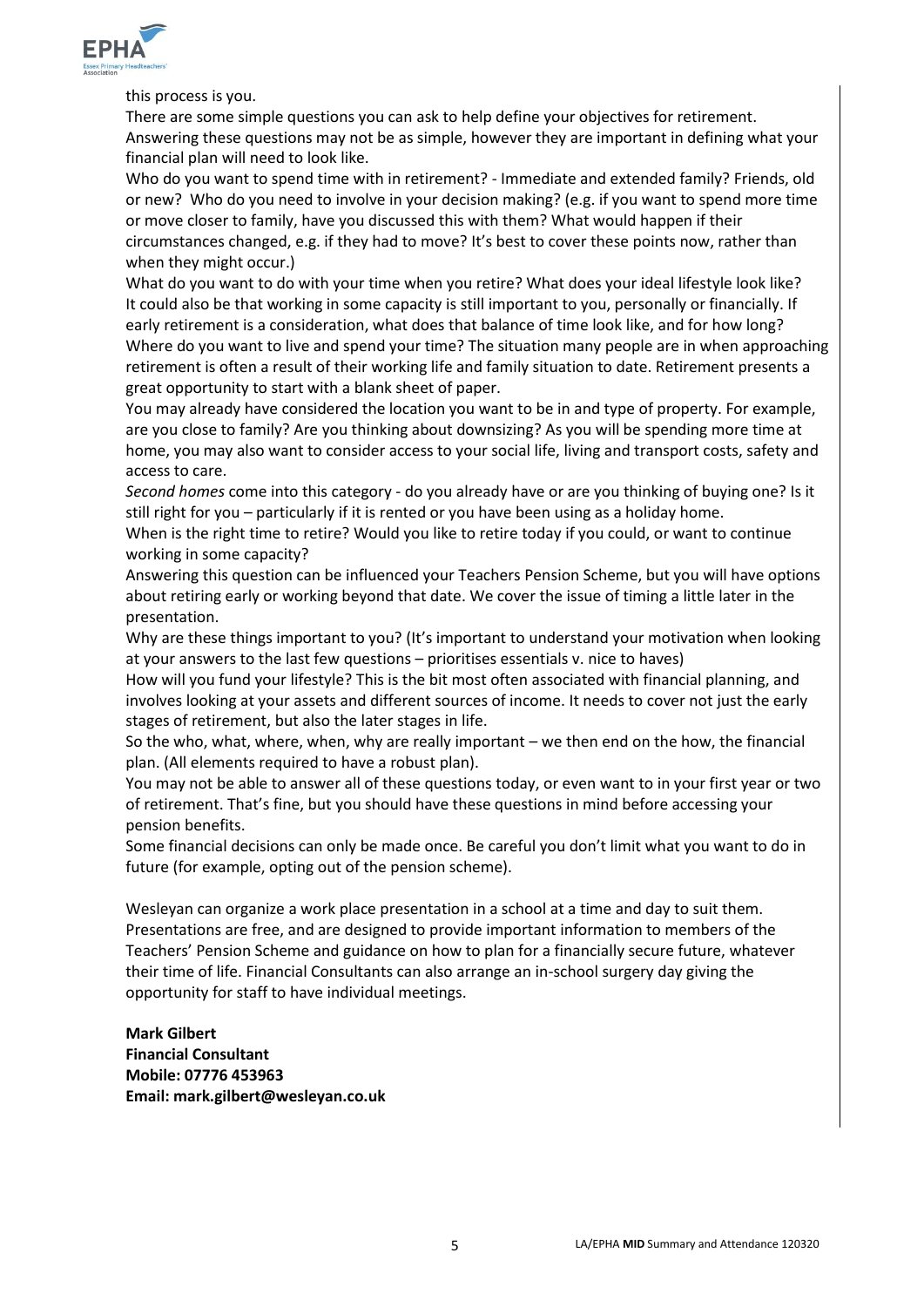this process is you.

There are some simple questions you can ask to help define your objectives for retirement. Answering these questions may not be as simple, however they are important in defining what your financial plan will need to look like.

Who do you want to spend time with in retirement? - Immediate and extended family? Friends, old or new? Who do you need to involve in your decision making? (e.g. if you want to spend more time or move closer to family, have you discussed this with them? What would happen if their circumstances changed, e.g. if they had to move? It's best to cover these points now, rather than when they might occur.)

What do you want to do with your time when you retire? What does your ideal lifestyle look like? It could also be that working in some capacity is still important to you, personally or financially. If early retirement is a consideration, what does that balance of time look like, and for how long?

Where do you want to live and spend your time? The situation many people are in when approaching retirement is often a result of their working life and family situation to date. Retirement presents a great opportunity to start with a blank sheet of paper.

You may already have considered the location you want to be in and type of property. For example, are you close to family? Are you thinking about downsizing? As you will be spending more time at home, you may also want to consider access to your social life, living and transport costs, safety and access to care.

*Second homes* come into this category - do you already have or are you thinking of buying one? Is it still right for you – particularly if it is rented or you have been using as a holiday home.

When is the right time to retire? Would you like to retire today if you could, or want to continue working in some capacity?

Answering this question can be influenced your Teachers Pension Scheme, but you will have options about retiring early or working beyond that date. We cover the issue of timing a little later in the presentation.

Why are these things important to you? (It's important to understand your motivation when looking at your answers to the last few questions – prioritises essentials v. nice to haves)

How will you fund your lifestyle? This is the bit most often associated with financial planning, and involves looking at your assets and different sources of income. It needs to cover not just the early stages of retirement, but also the later stages in life.

So the who, what, where, when, why are really important – we then end on the how, the financial plan. (All elements required to have a robust plan).

You may not be able to answer all of these questions today, or even want to in your first year or two of retirement. That's fine, but you should have these questions in mind before accessing your pension benefits.

Some financial decisions can only be made once. Be careful you don't limit what you want to do in future (for example, opting out of the pension scheme).

Wesleyan can organize a work place presentation in a school at a time and day to suit them. Presentations are free, and are designed to provide important information to members of the Teachers' Pension Scheme and guidance on how to plan for a financially secure future, whatever their time of life. Financial Consultants can also arrange an in-school surgery day giving the opportunity for staff to have individual meetings.

**Mark Gilbert**
**Financial Consultant**
**Mobile: 07776 453963**
**Email: mark.gilbert@wesleyan.co.uk**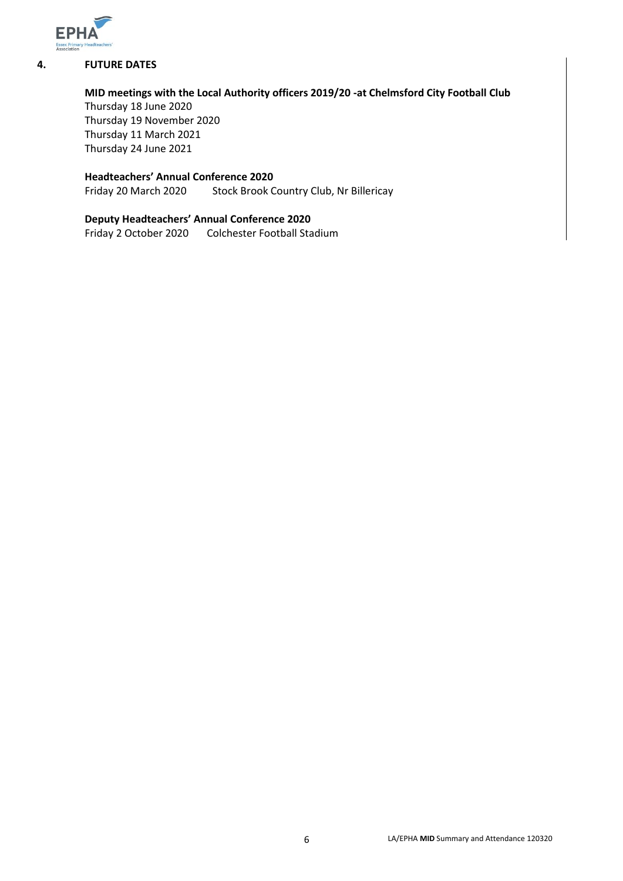## 4. FUTURE DATES

**MID meetings with the Local Authority officers 2019/20 -at Chelmsford City Football Club**

Thursday 18 June 2020
Thursday 19 November 2020
Thursday 11 March 2021
Thursday 24 June 2021

**Headteachers' Annual Conference 2020**

Friday 20 March 2020 Stock Brook Country Club, Nr Billericay

**Deputy Headteachers' Annual Conference 2020**

Friday 2 October 2020 Colchester Football Stadium